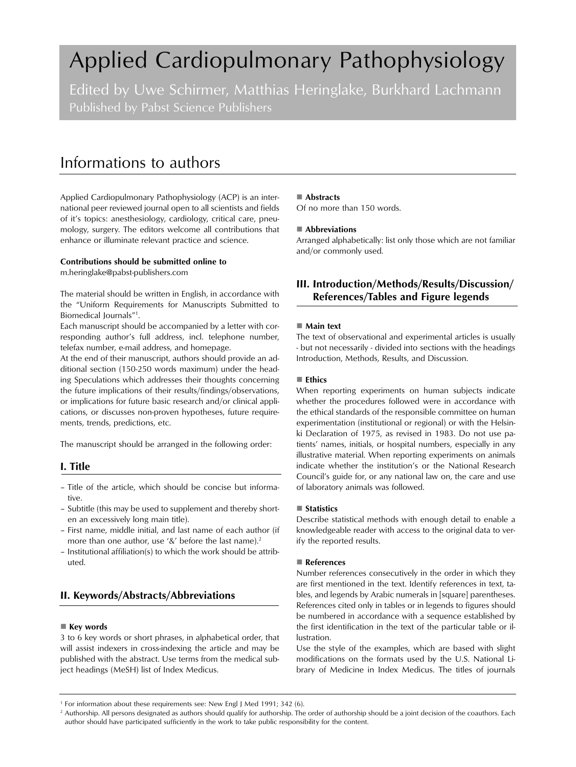# Applied Cardiopulmonary Pathophysiology

Edited by Uwe Schirmer, Matthias Heringlake, Burkhard Lachmann
Published by Pabst Science Publishers

## Informations to authors

Applied Cardiopulmonary Pathophysiology (ACP) is an international peer reviewed journal open to all scientists and fields of it's topics: anesthesiology, cardiology, critical care, pneumology, surgery. The editors welcome all contributions that enhance or illuminate relevant practice and science.

**Contributions should be submitted online to**
m.heringlake@pabst-publishers.com

The material should be written in English, in accordance with the "Uniform Requirements for Manuscripts Submitted to Biomedical Journals"[1].

Each manuscript should be accompanied by a letter with corresponding author's full address, incl. telephone number, telefax number, e-mail address, and homepage.

At the end of their manuscript, authors should provide an additional section (150-250 words maximum) under the heading Speculations which addresses their thoughts concerning the future implications of their results/findings/observations, or implications for future basic research and/or clinical applications, or discusses non-proven hypotheses, future requirements, trends, predictions, etc.

The manuscript should be arranged in the following order:

### I. Title

- Title of the article, which should be concise but informative.
- Subtitle (this may be used to supplement and thereby shorten an excessively long main title).
- First name, middle initial, and last name of each author (if more than one author, use '&' before the last name).[2]
- Institutional affiliation(s) to which the work should be attributed.

### II. Keywords/Abstracts/Abbreviations

**Key words**
3 to 6 key words or short phrases, in alphabetical order, that will assist indexers in cross-indexing the article and may be published with the abstract. Use terms from the medical subject headings (MeSH) list of Index Medicus.

**Abstracts**
Of no more than 150 words.

**Abbreviations**
Arranged alphabetically: list only those which are not familiar and/or commonly used.

### III. Introduction/Methods/Results/Discussion/References/Tables and Figure legends

**Main text**
The text of observational and experimental articles is usually - but not necessarily - divided into sections with the headings Introduction, Methods, Results, and Discussion.

**Ethics**
When reporting experiments on human subjects indicate whether the procedures followed were in accordance with the ethical standards of the responsible committee on human experimentation (institutional or regional) or with the Helsinki Declaration of 1975, as revised in 1983. Do not use patients' names, initials, or hospital numbers, especially in any illustrative material. When reporting experiments on animals indicate whether the institution's or the National Research Council's guide for, or any national law on, the care and use of laboratory animals was followed.

**Statistics**
Describe statistical methods with enough detail to enable a knowledgeable reader with access to the original data to verify the reported results.

**References**
Number references consecutively in the order in which they are first mentioned in the text. Identify references in text, tables, and legends by Arabic numerals in [square] parentheses. References cited only in tables or in legends to figures should be numbered in accordance with a sequence established by the first identification in the text of the particular table or illustration.

Use the style of the examples, which are based with slight modifications on the formats used by the U.S. National Library of Medicine in Index Medicus. The titles of journals

---

[1] For information about these requirements see: New Engl J Med 1991; 342 (6).

[2] Authorship. All persons designated as authors should qualify for authorship. The order of authorship should be a joint decision of the coauthors. Each author should have participated sufficiently in the work to take public responsibility for the content.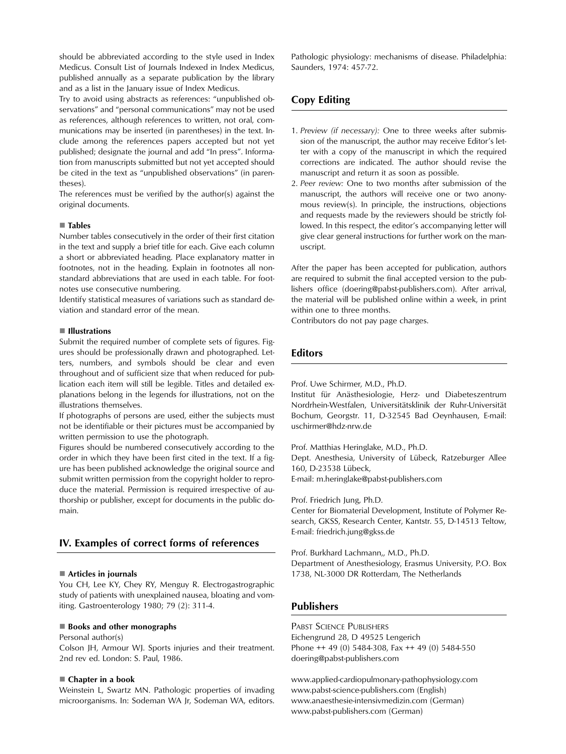should be abbreviated according to the style used in Index Medicus. Consult List of Journals Indexed in Index Medicus, published annually as a separate publication by the library and as a list in the January issue of Index Medicus.

Try to avoid using abstracts as references: "unpublished observations" and "personal communications" may not be used as references, although references to written, not oral, communications may be inserted (in parentheses) in the text. Include among the references papers accepted but not yet published; designate the journal and add "In press". Information from manuscripts submitted but not yet accepted should be cited in the text as "unpublished observations" (in parentheses).

The references must be verified by the author(s) against the original documents.

#### ■ Tables

Number tables consecutively in the order of their first citation in the text and supply a brief title for each. Give each column a short or abbreviated heading. Place explanatory matter in footnotes, not in the heading. Explain in footnotes all nonstandard abbreviations that are used in each table. For footnotes use consecutive numbering.

Identify statistical measures of variations such as standard deviation and standard error of the mean.

#### ■ Illustrations

Submit the required number of complete sets of figures. Figures should be professionally drawn and photographed. Letters, numbers, and symbols should be clear and even throughout and of sufficient size that when reduced for publication each item will still be legible. Titles and detailed explanations belong in the legends for illustrations, not on the illustrations themselves.

If photographs of persons are used, either the subjects must not be identifiable or their pictures must be accompanied by written permission to use the photograph.

Figures should be numbered consecutively according to the order in which they have been first cited in the text. If a figure has been published acknowledge the original source and submit written permission from the copyright holder to reproduce the material. Permission is required irrespective of authorship or publisher, except for documents in the public domain.

## IV. Examples of correct forms of references

#### ■ Articles in journals

You CH, Lee KY, Chey RY, Menguy R. Electrogastrographic study of patients with unexplained nausea, bloating and vomiting. Gastroenterology 1980; 79 (2): 311-4.

#### ■ Books and other monographs

Personal author(s)

Colson JH, Armour WJ. Sports injuries and their treatment. 2nd rev ed. London: S. Paul, 1986.

#### ■ Chapter in a book

Weinstein L, Swartz MN. Pathologic properties of invading microorganisms. In: Sodeman WA Jr, Sodeman WA, editors. Pathologic physiology: mechanisms of disease. Philadelphia: Saunders, 1974: 457-72.

## Copy Editing

1. *Preview (if necessary):* One to three weeks after submission of the manuscript, the author may receive Editor's letter with a copy of the manuscript in which the required corrections are indicated. The author should revise the manuscript and return it as soon as possible.
2. *Peer review:* One to two months after submission of the manuscript, the authors will receive one or two anonymous review(s). In principle, the instructions, objections and requests made by the reviewers should be strictly followed. In this respect, the editor's accompanying letter will give clear general instructions for further work on the manuscript.

After the paper has been accepted for publication, authors are required to submit the final accepted version to the publishers office (doering@pabst-publishers.com). After arrival, the material will be published online within a week, in print within one to three months.

Contributors do not pay page charges.

## Editors

Prof. Uwe Schirmer, M.D., Ph.D.
Institut für Anästhesiologie, Herz- und Diabeteszentrum Nordrhein-Westfalen, Universitätsklinik der Ruhr-Universität Bochum, Georgstr. 11, D-32545 Bad Oeynhausen, E-mail: uschirmer@hdz-nrw.de

Prof. Matthias Heringlake, M.D., Ph.D.
Dept. Anesthesia, University of Lübeck, Ratzeburger Allee 160, D-23538 Lübeck,
E-mail: m.heringlake@pabst-publishers.com

Prof. Friedrich Jung, Ph.D.
Center for Biomaterial Development, Institute of Polymer Research, GKSS, Research Center, Kantstr. 55, D-14513 Teltow, E-mail: friedrich.jung@gkss.de

Prof. Burkhard Lachmann,, M.D., Ph.D.
Department of Anesthesiology, Erasmus University, P.O. Box 1738, NL-3000 DR Rotterdam, The Netherlands

## Publishers

PABST SCIENCE PUBLISHERS
Eichengrund 28, D 49525 Lengerich
Phone ++ 49 (0) 5484-308, Fax ++ 49 (0) 5484-550
doering@pabst-publishers.com

www.applied-cardiopulmonary-pathophysiology.com
www.pabst-science-publishers.com (English)
www.anaesthesie-intensivmedizin.com (German)
www.pabst-publishers.com (German)